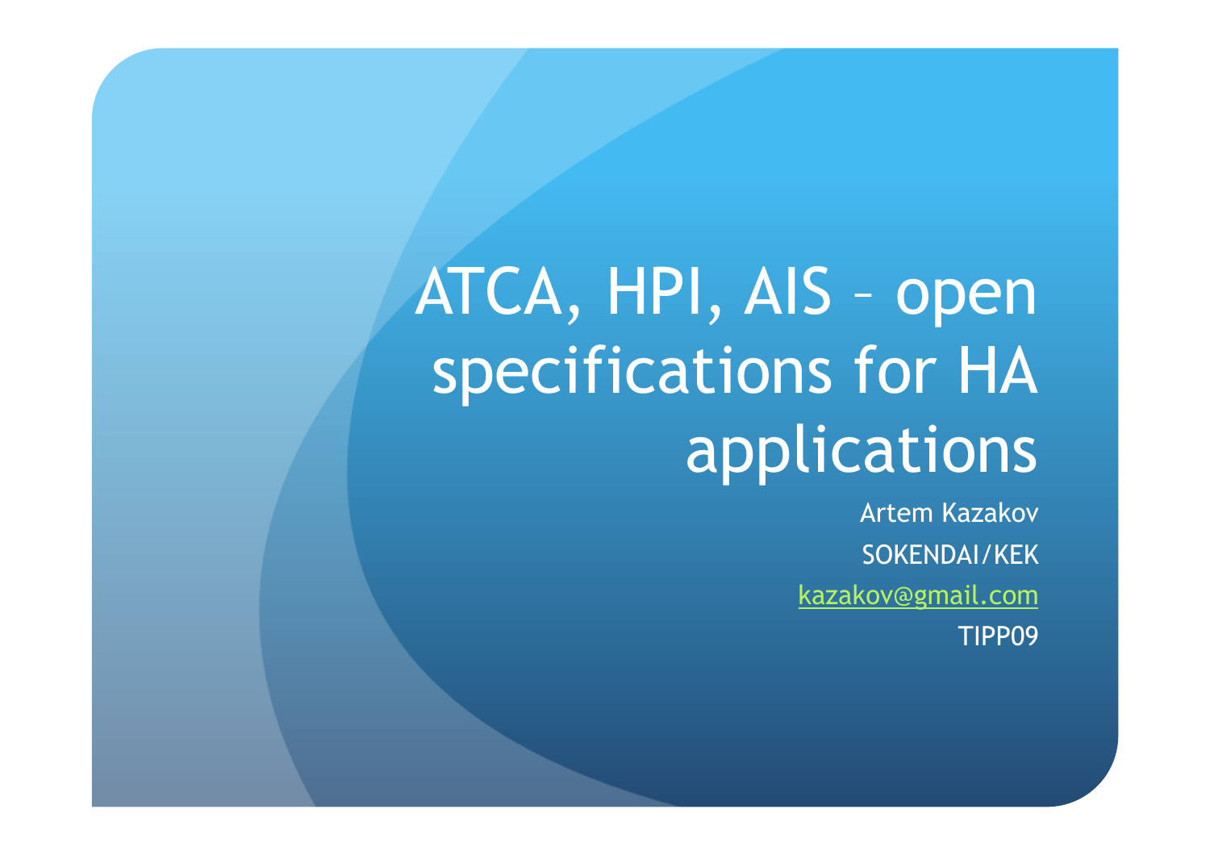# ATCA, HPI, AIS – open specifications for HA applications

Artem Kazakov

SOKENDAI/KEK

kazakov@gmail.com

TIPP09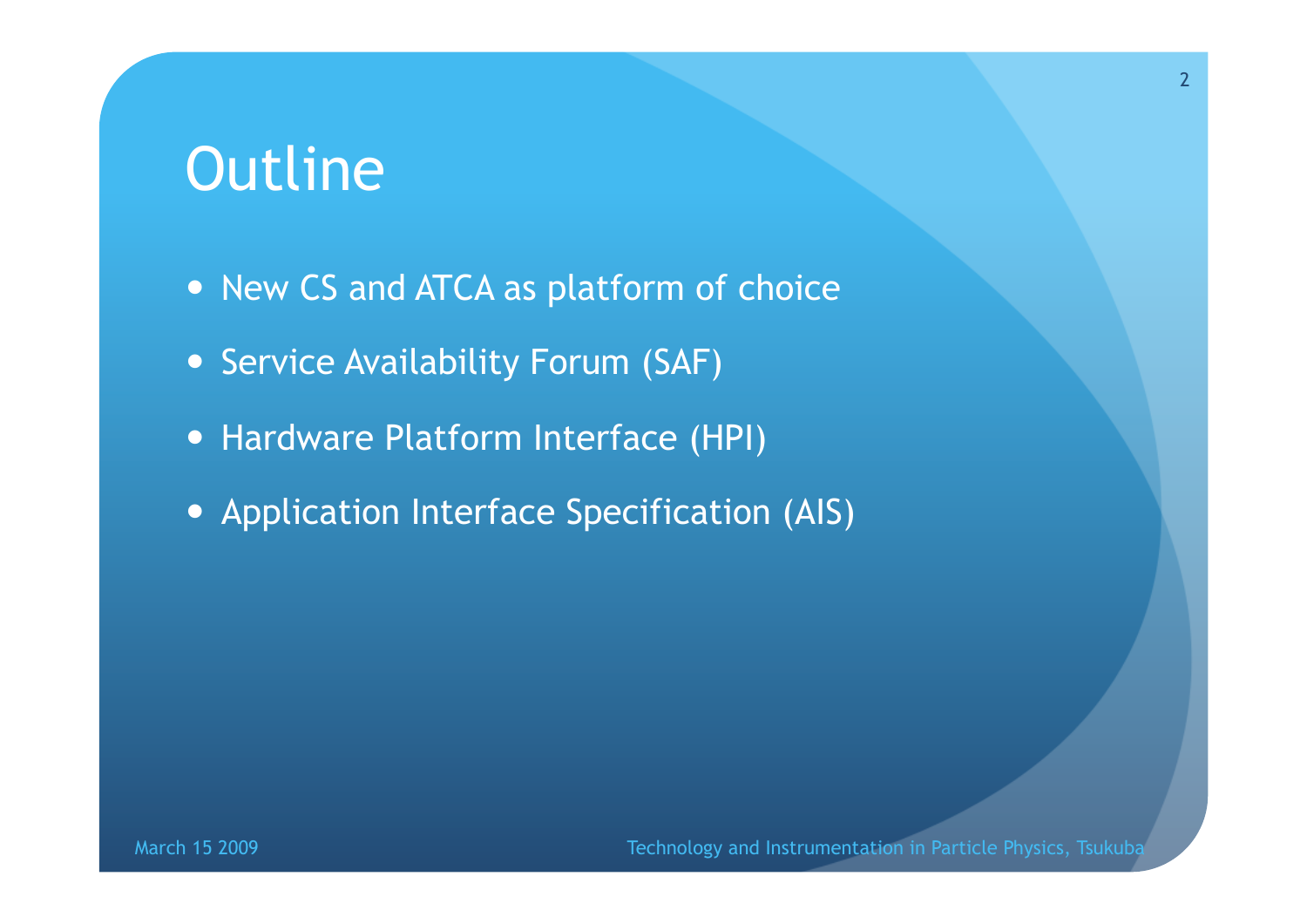# Outline

- New CS and ATCA as platform of choice
- Service Availability Forum (SAF)
- Hardware Platform Interface (HPI)
- Application Interface Specification (AIS)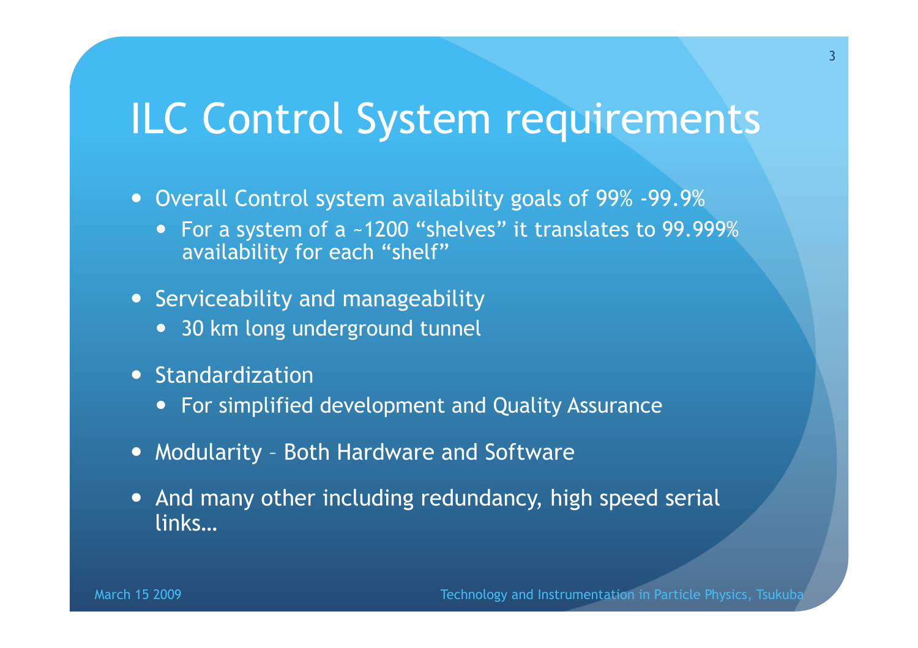# ILC Control System requirements

- Overall Control system availability goals of 99% -99.9%
  - For a system of a ~1200 "shelves" it translates to 99.999% availability for each "shelf"
- Serviceability and manageability
  - 30 km long underground tunnel
- Standardization
  - For simplified development and Quality Assurance
- Modularity – Both Hardware and Software
- And many other including redundancy, high speed serial links…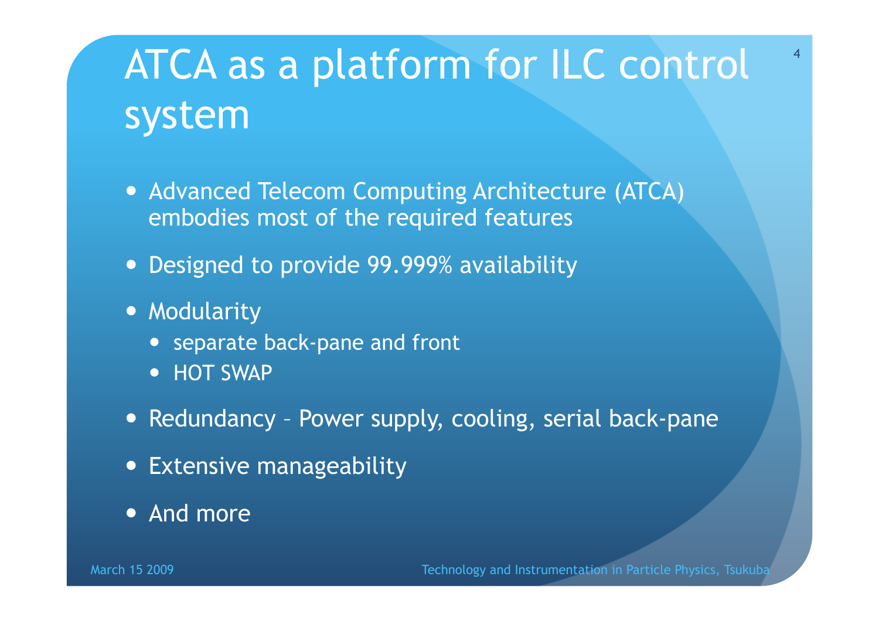# ATCA as a platform for ILC control system

- Advanced Telecom Computing Architecture (ATCA) embodies most of the required features
- Designed to provide 99.999% availability
- Modularity
  - separate back-pane and front
  - HOT SWAP
- Redundancy – Power supply, cooling, serial back-pane
- Extensive manageability
- And more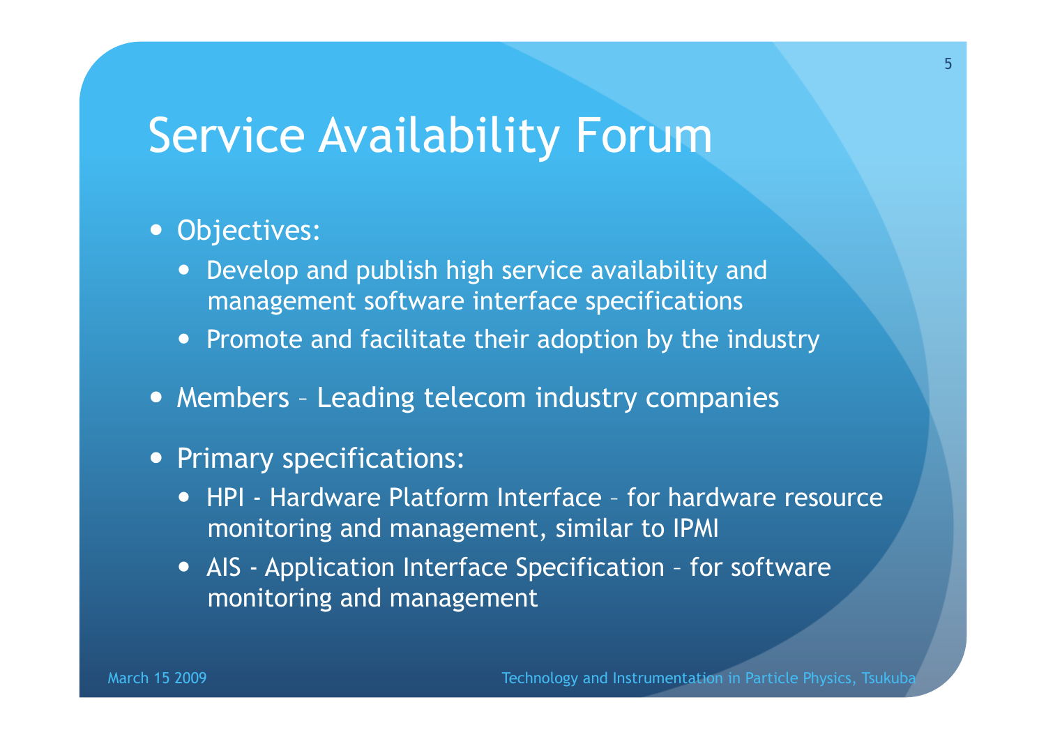# Service Availability Forum

- Objectives:
  - Develop and publish high service availability and management software interface specifications
  - Promote and facilitate their adoption by the industry
- Members – Leading telecom industry companies
- Primary specifications:
  - HPI - Hardware Platform Interface – for hardware resource monitoring and management, similar to IPMI
  - AIS - Application Interface Specification – for software monitoring and management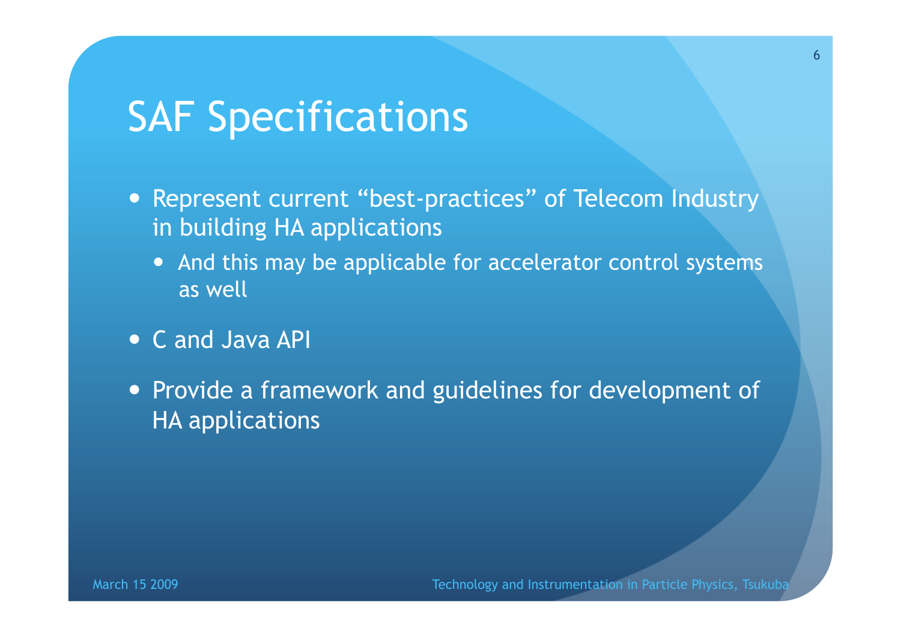# SAF Specifications

- Represent current “best-practices” of Telecom Industry in building HA applications
  - And this may be applicable for accelerator control systems as well
- C and Java API
- Provide a framework and guidelines for development of HA applications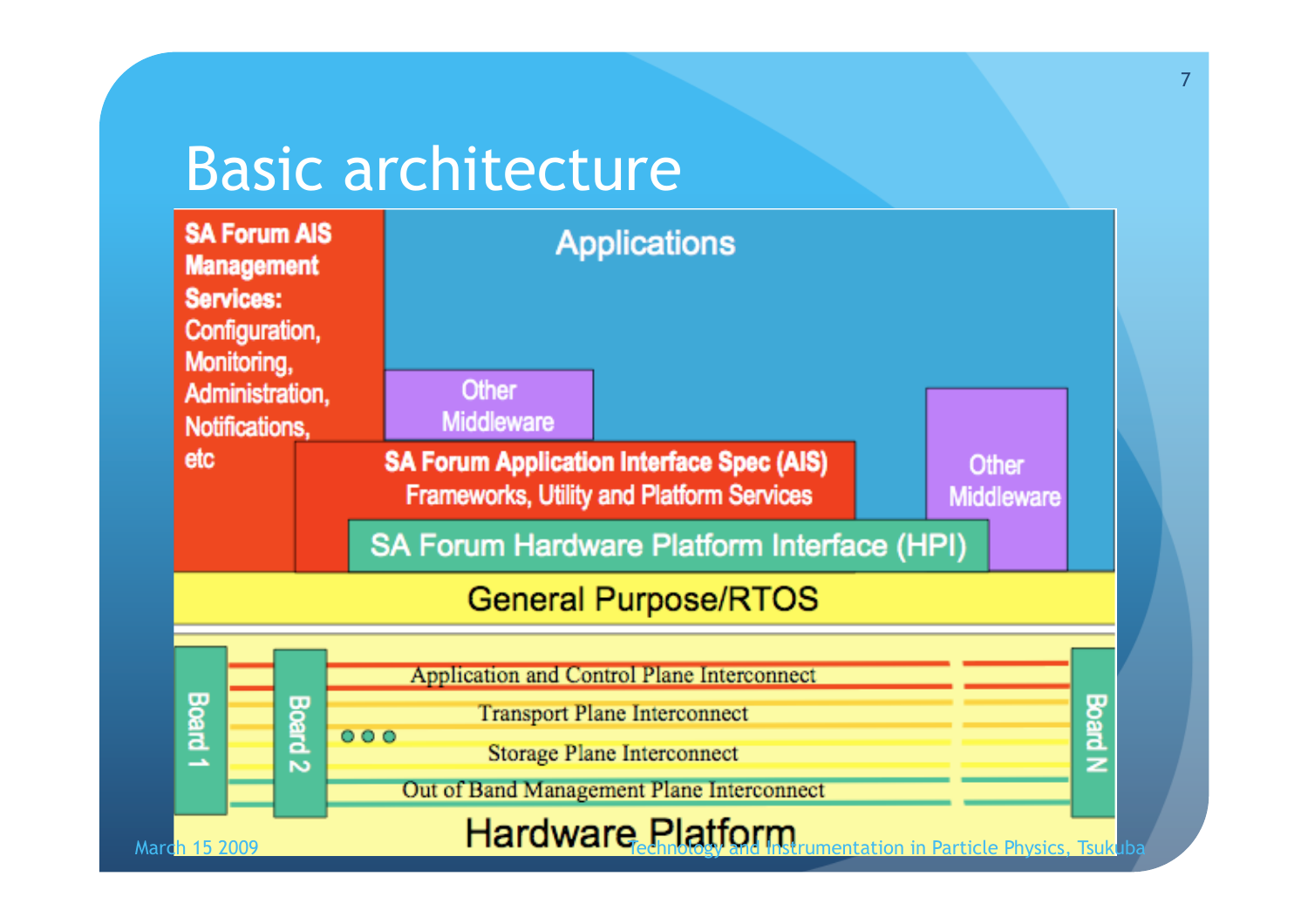# Basic architecture

**SA Forum AIS Management Services:** Configuration, Monitoring, Administration, Notifications, etc

Applications

Other Middleware

**SA Forum Application Interface Spec (AIS)**
Frameworks, Utility and Platform Services

Other Middleware

SA Forum Hardware Platform Interface (HPI)

General Purpose/RTOS

Board 1

Board 2

Application and Control Plane Interconnect

Transport Plane Interconnect

Storage Plane Interconnect

Out of Band Management Plane Interconnect

Board N

Hardware Platform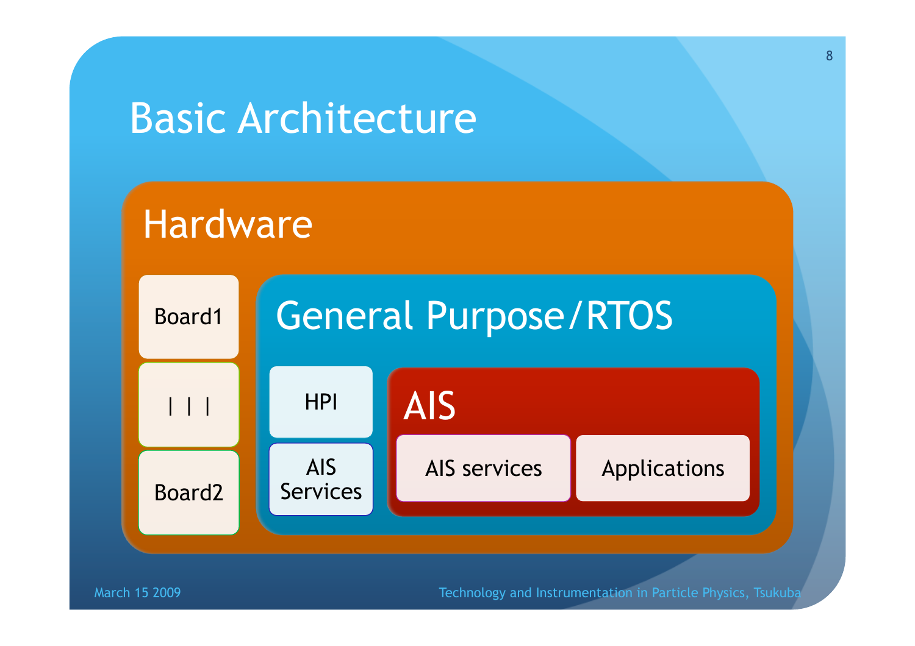# Basic Architecture

## Hardware

- Board1
- | | |
- Board2

### General Purpose/RTOS

- HPI
- AIS Services

#### AIS

- AIS services
- Applications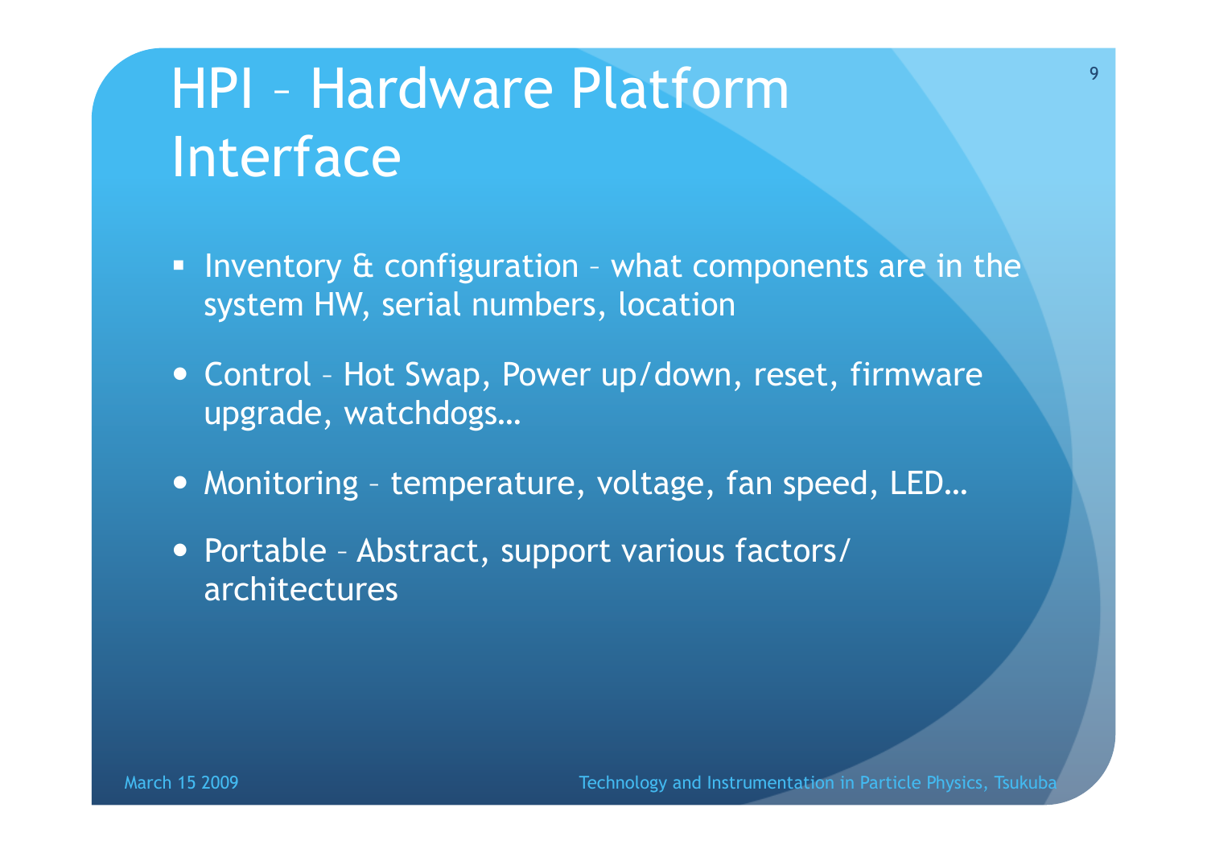# HPI – Hardware Platform Interface

- Inventory & configuration – what components are in the system HW, serial numbers, location
- Control – Hot Swap, Power up/down, reset, firmware upgrade, watchdogs…
- Monitoring – temperature, voltage, fan speed, LED…
- Portable – Abstract, support various factors/ architectures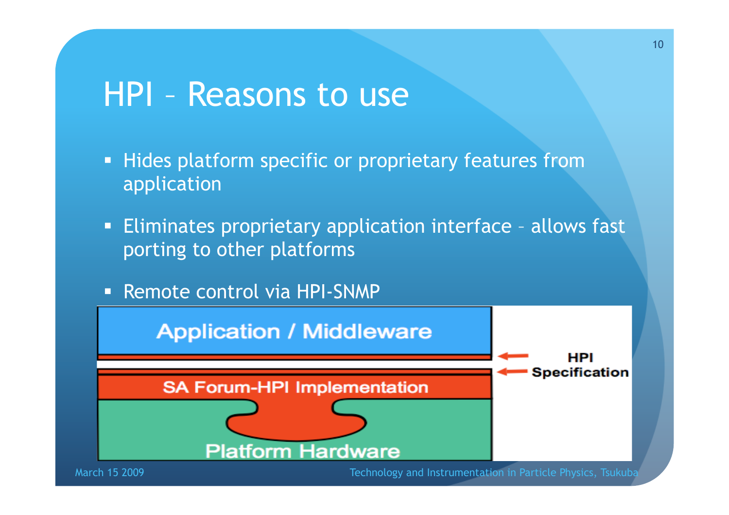# HPI – Reasons to use

- Hides platform specific or proprietary features from application
- Eliminates proprietary application interface – allows fast porting to other platforms
- Remote control via HPI-SNMP

Application / Middleware

HPI Specification

SA Forum-HPI Implementation

Platform Hardware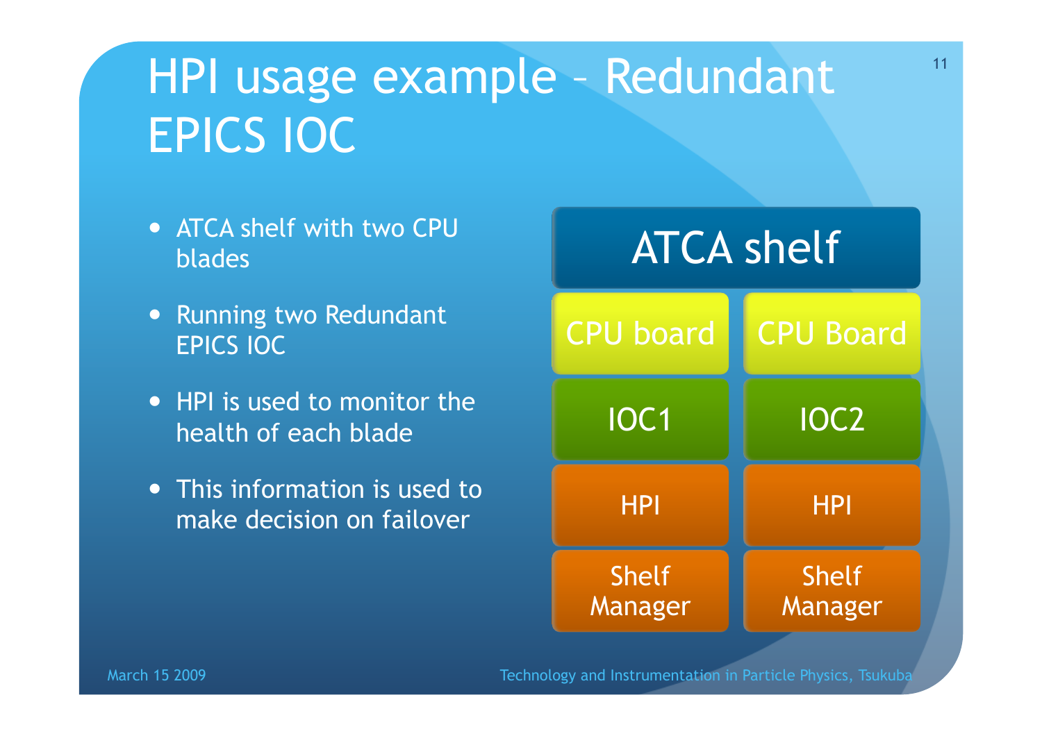# HPI usage example – Redundant EPICS IOC

- ATCA shelf with two CPU blades
- Running two Redundant EPICS IOC
- HPI is used to monitor the health of each blade
- This information is used to make decision on failover

| ATCA shelf | |
|---|---|
| CPU board | CPU Board |
| IOC1 | IOC2 |
| HPI | HPI |
| Shelf Manager | Shelf Manager |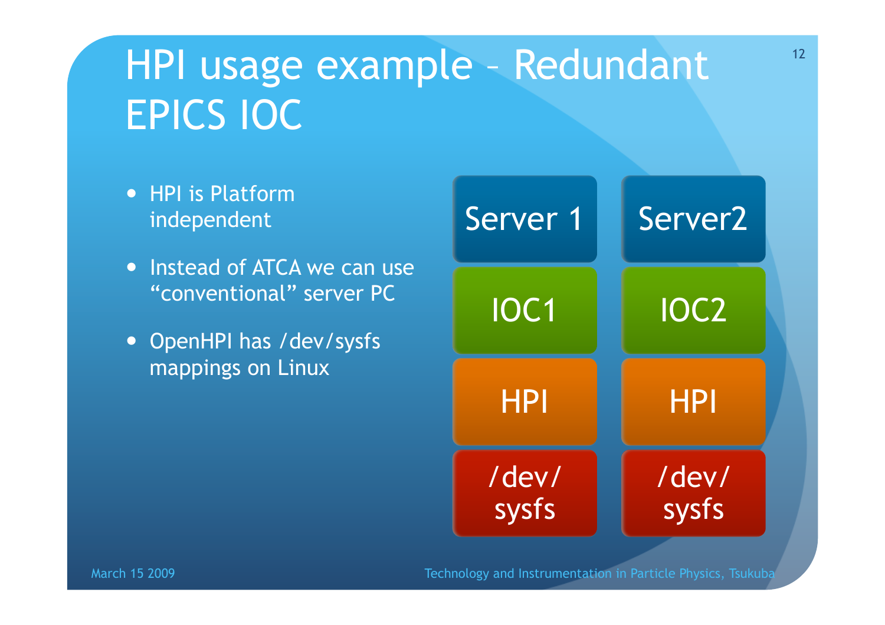# HPI usage example – Redundant EPICS IOC

- HPI is Platform independent
- Instead of ATCA we can use "conventional" server PC
- OpenHPI has /dev/sysfs mappings on Linux

| Server 1 | Server2 |
|---|---|
| IOC1 | IOC2 |
| HPI | HPI |
| /dev/ sysfs | /dev/ sysfs |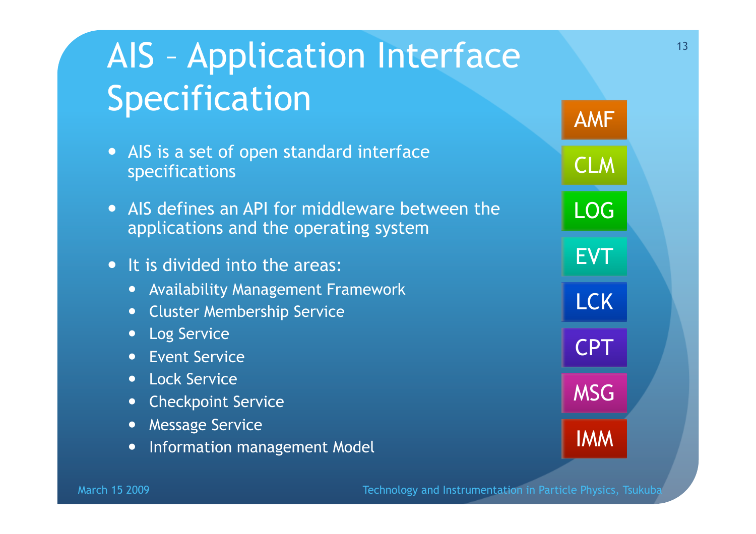# AIS – Application Interface Specification

- AIS is a set of open standard interface specifications
- AIS defines an API for middleware between the applications and the operating system
- It is divided into the areas:
  - Availability Management Framework
  - Cluster Membership Service
  - Log Service
  - Event Service
  - Lock Service
  - Checkpoint Service
  - Message Service
  - Information management Model

AMF

CLM

LOG

EVT

LCK

CPT

MSG

IMM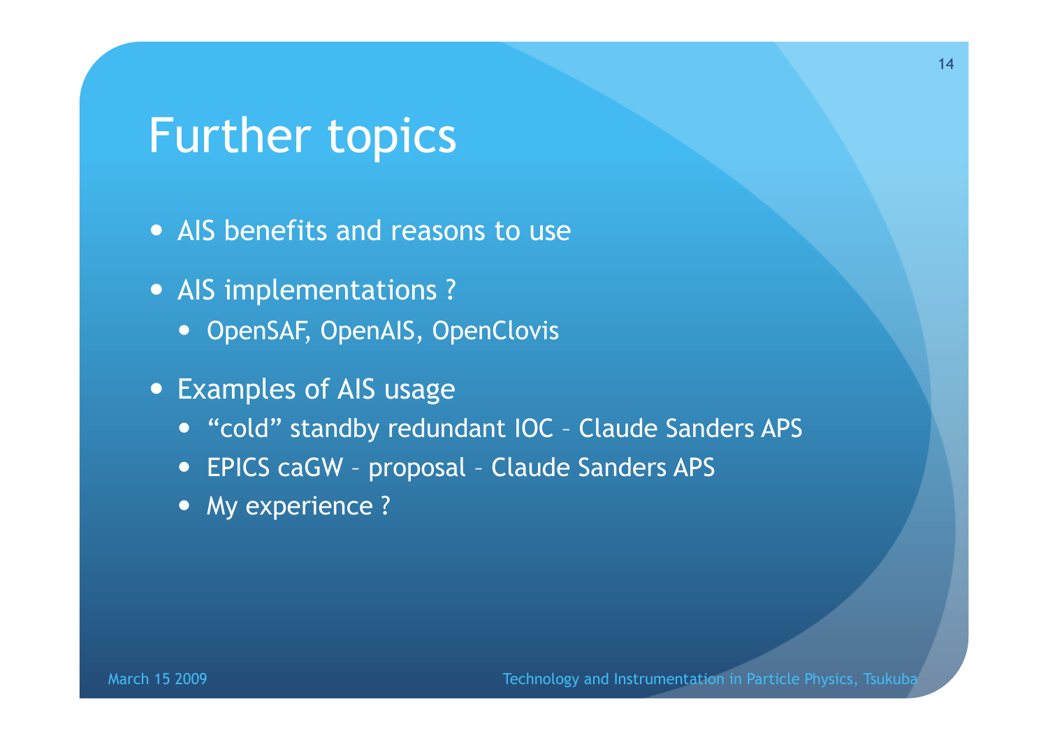# Further topics

- AIS benefits and reasons to use
- AIS implementations ?
  - OpenSAF, OpenAIS, OpenClovis
- Examples of AIS usage
  - “cold” standby redundant IOC – Claude Sanders APS
  - EPICS caGW – proposal – Claude Sanders APS
  - My experience ?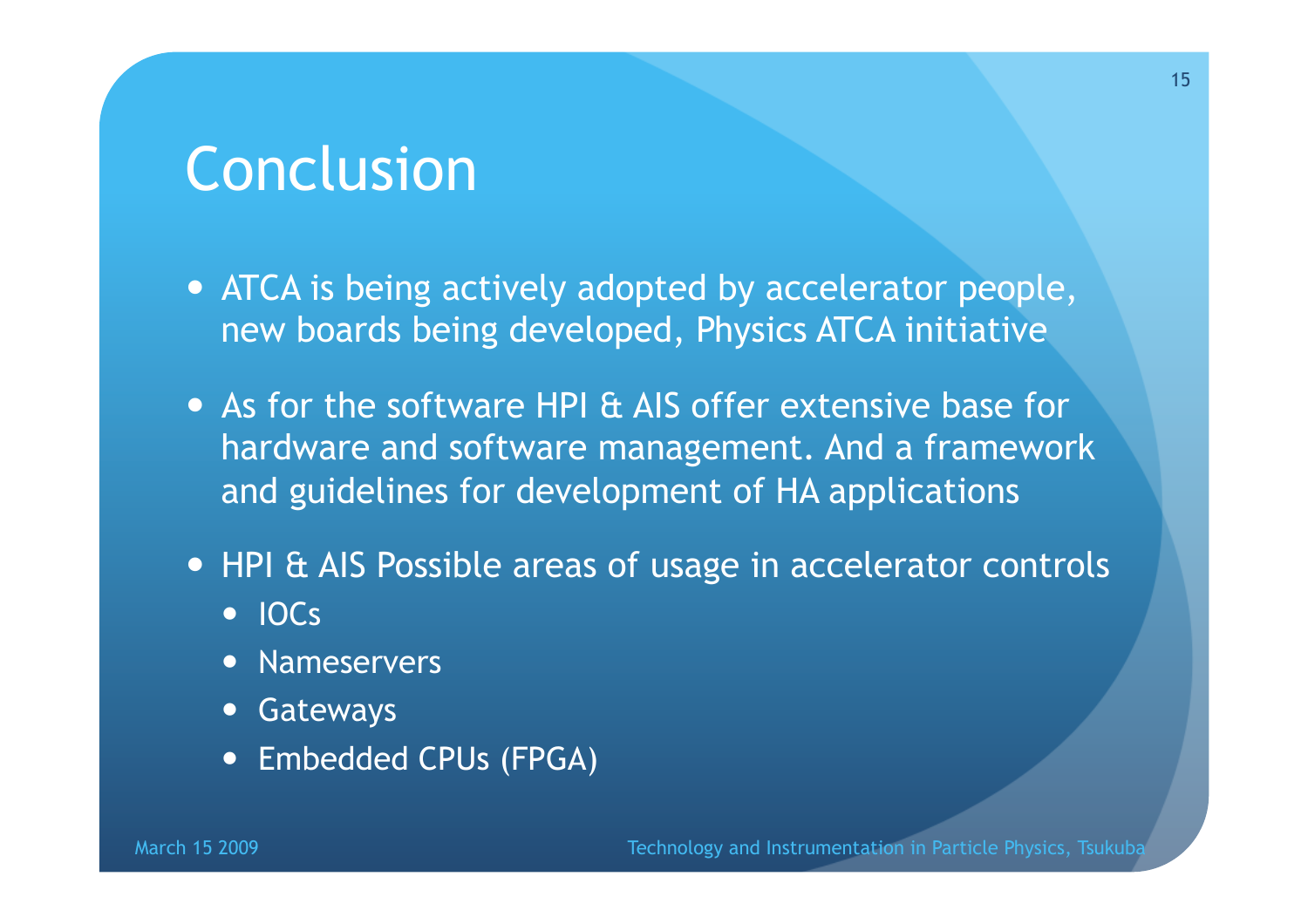# Conclusion

- ATCA is being actively adopted by accelerator people, new boards being developed, Physics ATCA initiative
- As for the software HPI & AIS offer extensive base for hardware and software management. And a framework and guidelines for development of HA applications
- HPI & AIS Possible areas of usage in accelerator controls
  - IOCs
  - Nameservers
  - Gateways
  - Embedded CPUs (FPGA)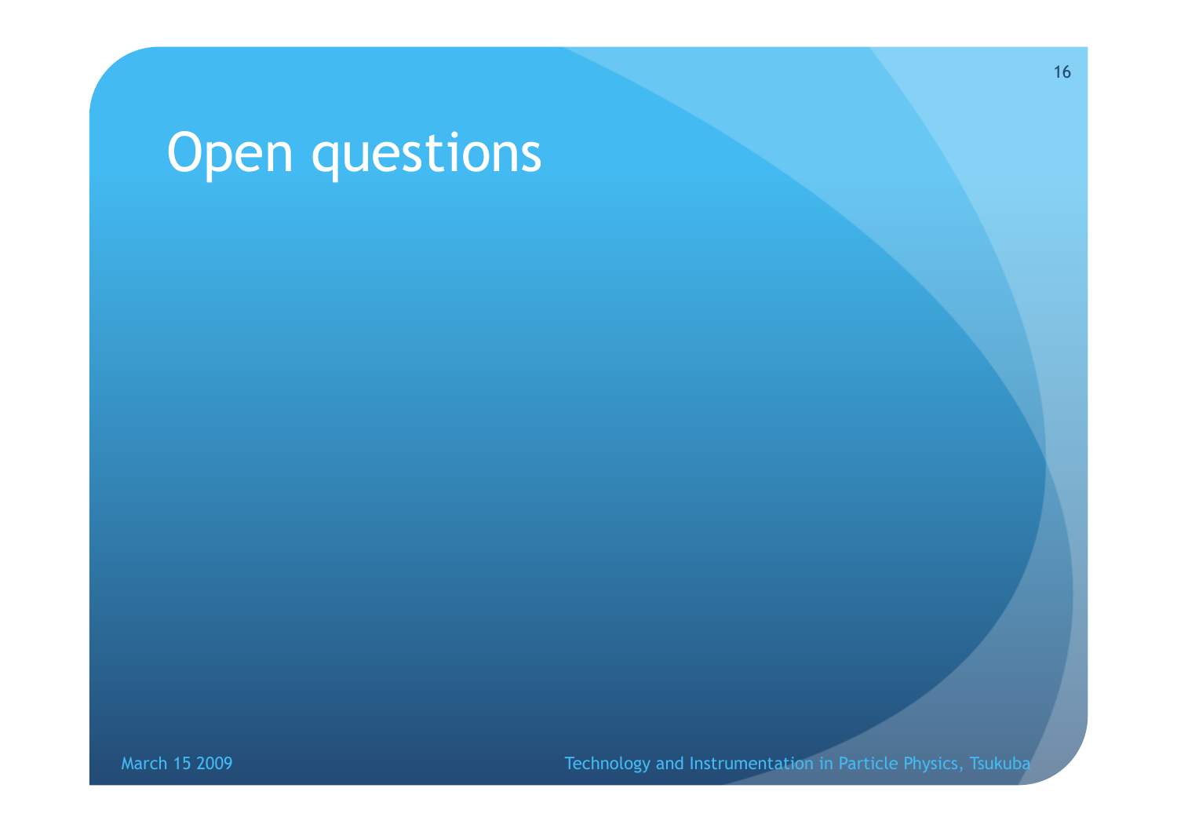# Open questions